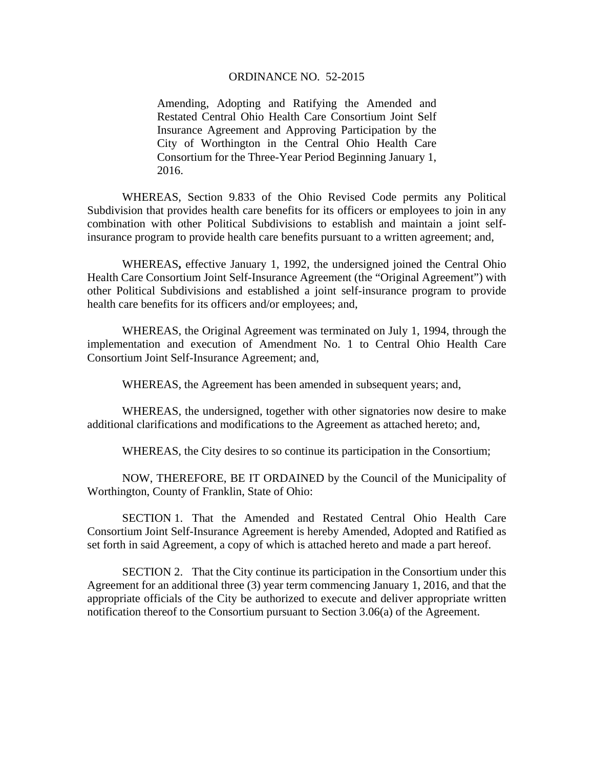# ORDINANCE NO. 52-2015

Amending, Adopting and Ratifying the Amended and Restated Central Ohio Health Care Consortium Joint Self Insurance Agreement and Approving Participation by the City of Worthington in the Central Ohio Health Care Consortium for the Three-Year Period Beginning January 1, 2016.

WHEREAS, Section 9.833 of the Ohio Revised Code permits any Political Subdivision that provides health care benefits for its officers or employees to join in any combination with other Political Subdivisions to establish and maintain a joint self-insurance program to provide health care benefits pursuant to a written agreement; and,

WHEREAS**,** effective January 1, 1992, the undersigned joined the Central Ohio Health Care Consortium Joint Self-Insurance Agreement (the "Original Agreement") with other Political Subdivisions and established a joint self-insurance program to provide health care benefits for its officers and/or employees; and,

WHEREAS, the Original Agreement was terminated on July 1, 1994, through the implementation and execution of Amendment No. 1 to Central Ohio Health Care Consortium Joint Self-Insurance Agreement; and,

WHEREAS, the Agreement has been amended in subsequent years; and,

WHEREAS, the undersigned, together with other signatories now desire to make additional clarifications and modifications to the Agreement as attached hereto; and,

WHEREAS, the City desires to so continue its participation in the Consortium;

NOW, THEREFORE, BE IT ORDAINED by the Council of the Municipality of Worthington, County of Franklin, State of Ohio:

SECTION 1. That the Amended and Restated Central Ohio Health Care Consortium Joint Self-Insurance Agreement is hereby Amended, Adopted and Ratified as set forth in said Agreement, a copy of which is attached hereto and made a part hereof.

SECTION 2. That the City continue its participation in the Consortium under this Agreement for an additional three (3) year term commencing January 1, 2016, and that the appropriate officials of the City be authorized to execute and deliver appropriate written notification thereof to the Consortium pursuant to Section 3.06(a) of the Agreement.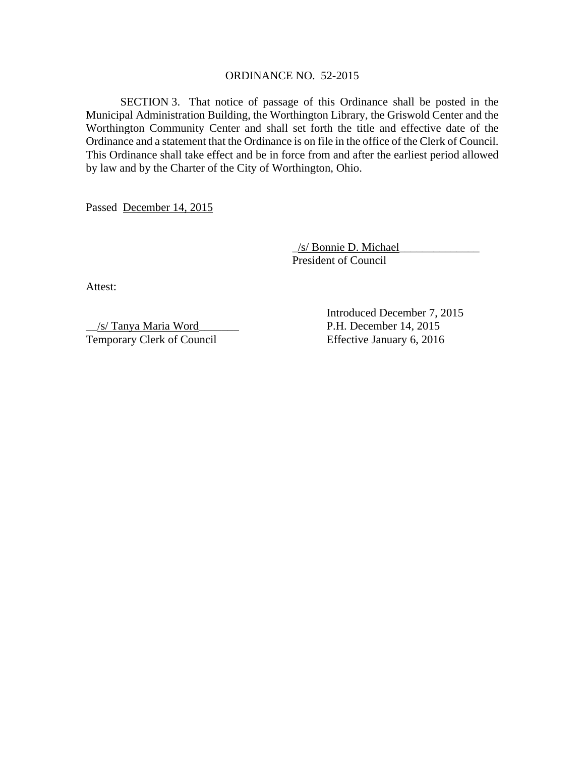ORDINANCE NO. 52-2015

SECTION 3. That notice of passage of this Ordinance shall be posted in the Municipal Administration Building, the Worthington Library, the Griswold Center and the Worthington Community Center and shall set forth the title and effective date of the Ordinance and a statement that the Ordinance is on file in the office of the Clerk of Council. This Ordinance shall take effect and be in force from and after the earliest period allowed by law and by the Charter of the City of Worthington, Ohio.

Passed December 14, 2015

/s/ Bonnie D. Michael
President of Council

Attest:

/s/ Tanya Maria Word
Temporary Clerk of Council

Introduced December 7, 2015
P.H. December 14, 2015
Effective January 6, 2016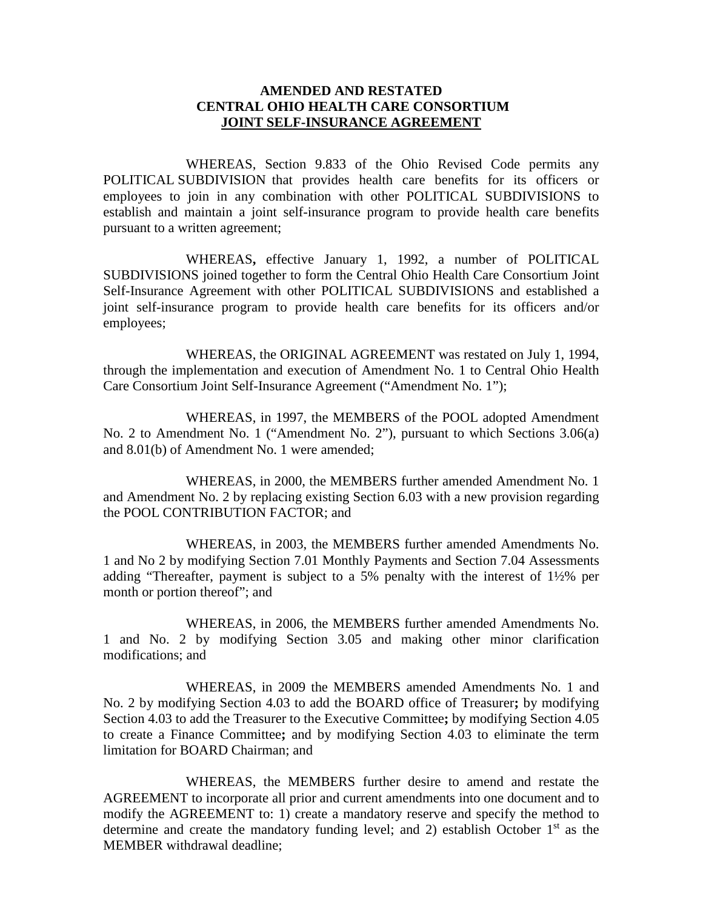**AMENDED AND RESTATED**
**CENTRAL OHIO HEALTH CARE CONSORTIUM**
**JOINT SELF-INSURANCE AGREEMENT**

WHEREAS, Section 9.833 of the Ohio Revised Code permits any POLITICAL SUBDIVISION that provides health care benefits for its officers or employees to join in any combination with other POLITICAL SUBDIVISIONS to establish and maintain a joint self-insurance program to provide health care benefits pursuant to a written agreement;

WHEREAS**,** effective January 1, 1992, a number of POLITICAL SUBDIVISIONS joined together to form the Central Ohio Health Care Consortium Joint Self-Insurance Agreement with other POLITICAL SUBDIVISIONS and established a joint self-insurance program to provide health care benefits for its officers and/or employees;

WHEREAS, the ORIGINAL AGREEMENT was restated on July 1, 1994, through the implementation and execution of Amendment No. 1 to Central Ohio Health Care Consortium Joint Self-Insurance Agreement ("Amendment No. 1");

WHEREAS, in 1997, the MEMBERS of the POOL adopted Amendment No. 2 to Amendment No. 1 ("Amendment No. 2"), pursuant to which Sections 3.06(a) and 8.01(b) of Amendment No. 1 were amended;

WHEREAS, in 2000, the MEMBERS further amended Amendment No. 1 and Amendment No. 2 by replacing existing Section 6.03 with a new provision regarding the POOL CONTRIBUTION FACTOR; and

WHEREAS, in 2003, the MEMBERS further amended Amendments No. 1 and No 2 by modifying Section 7.01 Monthly Payments and Section 7.04 Assessments adding "Thereafter, payment is subject to a 5% penalty with the interest of 1½% per month or portion thereof"; and

WHEREAS, in 2006, the MEMBERS further amended Amendments No. 1 and No. 2 by modifying Section 3.05 and making other minor clarification modifications; and

WHEREAS, in 2009 the MEMBERS amended Amendments No. 1 and No. 2 by modifying Section 4.03 to add the BOARD office of Treasurer**;** by modifying Section 4.03 to add the Treasurer to the Executive Committee**;** by modifying Section 4.05 to create a Finance Committee**;** and by modifying Section 4.03 to eliminate the term limitation for BOARD Chairman; and

WHEREAS, the MEMBERS further desire to amend and restate the AGREEMENT to incorporate all prior and current amendments into one document and to modify the AGREEMENT to: 1) create a mandatory reserve and specify the method to determine and create the mandatory funding level; and 2) establish October 1st as the MEMBER withdrawal deadline;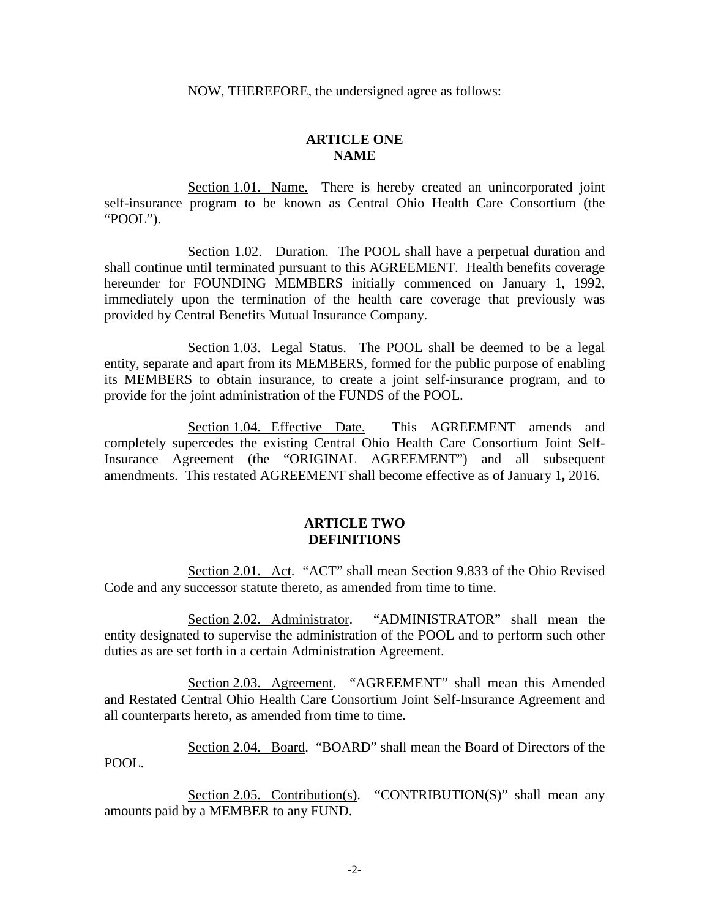NOW, THEREFORE, the undersigned agree as follows:

## ARTICLE ONE
## NAME

Section 1.01. Name. There is hereby created an unincorporated joint self-insurance program to be known as Central Ohio Health Care Consortium (the "POOL").

Section 1.02. Duration. The POOL shall have a perpetual duration and shall continue until terminated pursuant to this AGREEMENT. Health benefits coverage hereunder for FOUNDING MEMBERS initially commenced on January 1, 1992, immediately upon the termination of the health care coverage that previously was provided by Central Benefits Mutual Insurance Company.

Section 1.03. Legal Status. The POOL shall be deemed to be a legal entity, separate and apart from its MEMBERS, formed for the public purpose of enabling its MEMBERS to obtain insurance, to create a joint self-insurance program, and to provide for the joint administration of the FUNDS of the POOL.

Section 1.04. Effective Date. This AGREEMENT amends and completely supercedes the existing Central Ohio Health Care Consortium Joint Self-Insurance Agreement (the "ORIGINAL AGREEMENT") and all subsequent amendments. This restated AGREEMENT shall become effective as of January 1**,** 2016.

## ARTICLE TWO
## DEFINITIONS

Section 2.01. Act. "ACT" shall mean Section 9.833 of the Ohio Revised Code and any successor statute thereto, as amended from time to time.

Section 2.02. Administrator. "ADMINISTRATOR" shall mean the entity designated to supervise the administration of the POOL and to perform such other duties as are set forth in a certain Administration Agreement.

Section 2.03. Agreement. "AGREEMENT" shall mean this Amended and Restated Central Ohio Health Care Consortium Joint Self-Insurance Agreement and all counterparts hereto, as amended from time to time.

Section 2.04. Board. "BOARD" shall mean the Board of Directors of the POOL.

Section 2.05. Contribution(s). "CONTRIBUTION(S)" shall mean any amounts paid by a MEMBER to any FUND.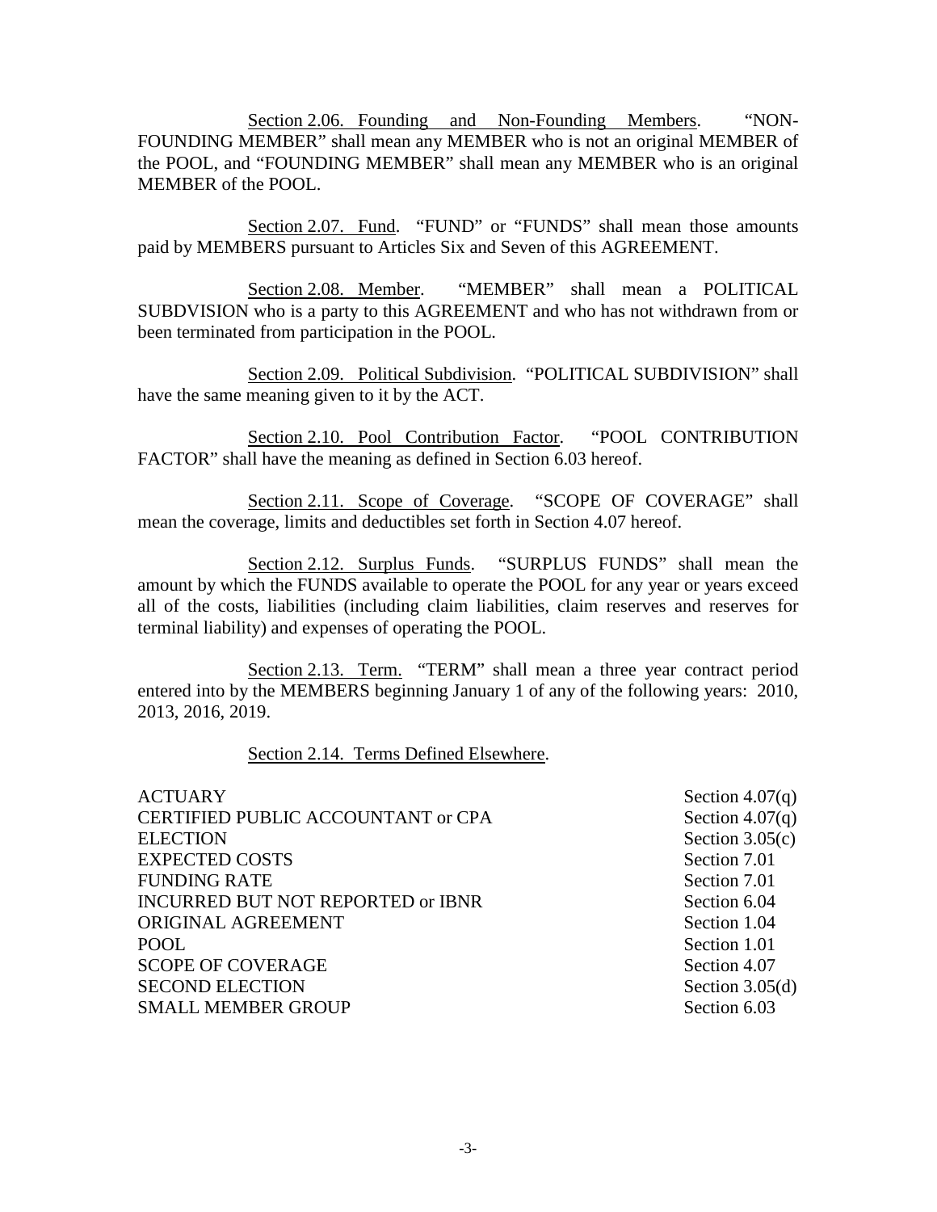Section 2.06. Founding and Non-Founding Members. "NON-FOUNDING MEMBER" shall mean any MEMBER who is not an original MEMBER of the POOL, and "FOUNDING MEMBER" shall mean any MEMBER who is an original MEMBER of the POOL.

Section 2.07. Fund. "FUND" or "FUNDS" shall mean those amounts paid by MEMBERS pursuant to Articles Six and Seven of this AGREEMENT.

Section 2.08. Member. "MEMBER" shall mean a POLITICAL SUBDVISION who is a party to this AGREEMENT and who has not withdrawn from or been terminated from participation in the POOL.

Section 2.09. Political Subdivision. "POLITICAL SUBDIVISION" shall have the same meaning given to it by the ACT.

Section 2.10. Pool Contribution Factor. "POOL CONTRIBUTION FACTOR" shall have the meaning as defined in Section 6.03 hereof.

Section 2.11. Scope of Coverage. "SCOPE OF COVERAGE" shall mean the coverage, limits and deductibles set forth in Section 4.07 hereof.

Section 2.12. Surplus Funds. "SURPLUS FUNDS" shall mean the amount by which the FUNDS available to operate the POOL for any year or years exceed all of the costs, liabilities (including claim liabilities, claim reserves and reserves for terminal liability) and expenses of operating the POOL.

Section 2.13. Term. "TERM" shall mean a three year contract period entered into by the MEMBERS beginning January 1 of any of the following years: 2010, 2013, 2016, 2019.

Section 2.14. Terms Defined Elsewhere.

| | |
|---|---|
| ACTUARY | Section 4.07(q) |
| CERTIFIED PUBLIC ACCOUNTANT or CPA | Section 4.07(q) |
| ELECTION | Section 3.05(c) |
| EXPECTED COSTS | Section 7.01 |
| FUNDING RATE | Section 7.01 |
| INCURRED BUT NOT REPORTED or IBNR | Section 6.04 |
| ORIGINAL AGREEMENT | Section 1.04 |
| POOL | Section 1.01 |
| SCOPE OF COVERAGE | Section 4.07 |
| SECOND ELECTION | Section 3.05(d) |
| SMALL MEMBER GROUP | Section 6.03 |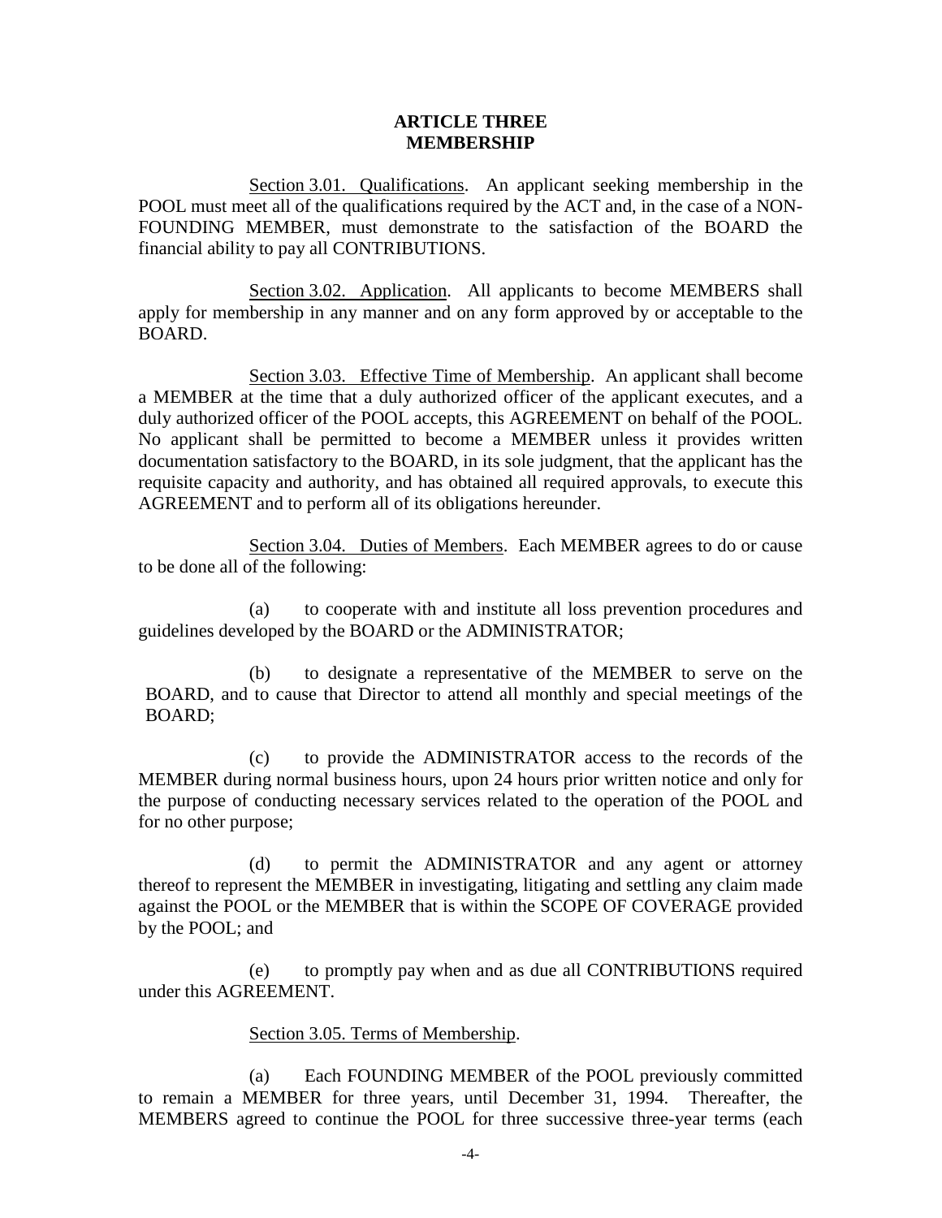## ARTICLE THREE
## MEMBERSHIP

Section 3.01. Qualifications. An applicant seeking membership in the POOL must meet all of the qualifications required by the ACT and, in the case of a NON-FOUNDING MEMBER, must demonstrate to the satisfaction of the BOARD the financial ability to pay all CONTRIBUTIONS.

Section 3.02. Application. All applicants to become MEMBERS shall apply for membership in any manner and on any form approved by or acceptable to the BOARD.

Section 3.03. Effective Time of Membership. An applicant shall become a MEMBER at the time that a duly authorized officer of the applicant executes, and a duly authorized officer of the POOL accepts, this AGREEMENT on behalf of the POOL. No applicant shall be permitted to become a MEMBER unless it provides written documentation satisfactory to the BOARD, in its sole judgment, that the applicant has the requisite capacity and authority, and has obtained all required approvals, to execute this AGREEMENT and to perform all of its obligations hereunder.

Section 3.04. Duties of Members. Each MEMBER agrees to do or cause to be done all of the following:

(a) to cooperate with and institute all loss prevention procedures and guidelines developed by the BOARD or the ADMINISTRATOR;

(b) to designate a representative of the MEMBER to serve on the BOARD, and to cause that Director to attend all monthly and special meetings of the BOARD;

(c) to provide the ADMINISTRATOR access to the records of the MEMBER during normal business hours, upon 24 hours prior written notice and only for the purpose of conducting necessary services related to the operation of the POOL and for no other purpose;

(d) to permit the ADMINISTRATOR and any agent or attorney thereof to represent the MEMBER in investigating, litigating and settling any claim made against the POOL or the MEMBER that is within the SCOPE OF COVERAGE provided by the POOL; and

(e) to promptly pay when and as due all CONTRIBUTIONS required under this AGREEMENT.

Section 3.05. Terms of Membership.

(a) Each FOUNDING MEMBER of the POOL previously committed to remain a MEMBER for three years, until December 31, 1994. Thereafter, the MEMBERS agreed to continue the POOL for three successive three-year terms (each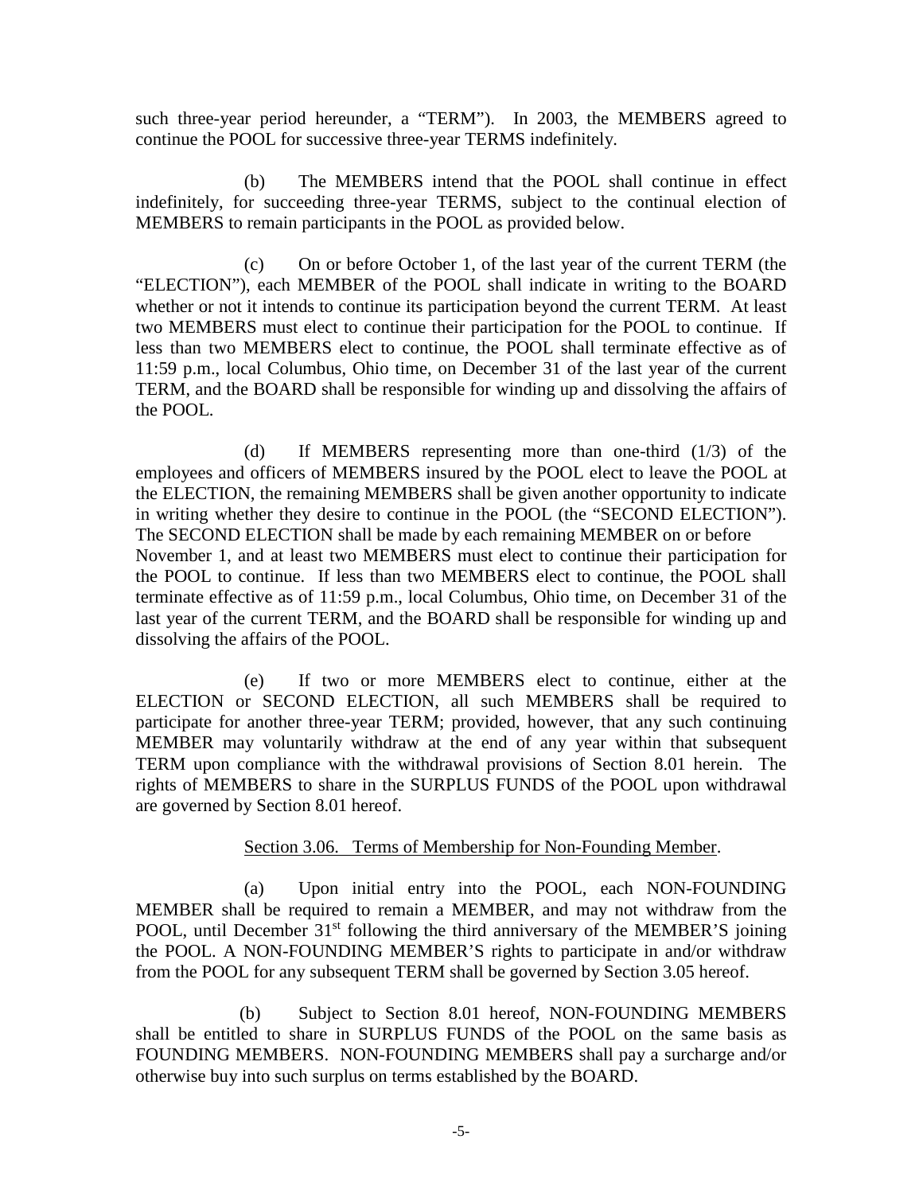such three-year period hereunder, a "TERM"). In 2003, the MEMBERS agreed to continue the POOL for successive three-year TERMS indefinitely.

(b) The MEMBERS intend that the POOL shall continue in effect indefinitely, for succeeding three-year TERMS, subject to the continual election of MEMBERS to remain participants in the POOL as provided below.

(c) On or before October 1, of the last year of the current TERM (the "ELECTION"), each MEMBER of the POOL shall indicate in writing to the BOARD whether or not it intends to continue its participation beyond the current TERM. At least two MEMBERS must elect to continue their participation for the POOL to continue. If less than two MEMBERS elect to continue, the POOL shall terminate effective as of 11:59 p.m., local Columbus, Ohio time, on December 31 of the last year of the current TERM, and the BOARD shall be responsible for winding up and dissolving the affairs of the POOL.

(d) If MEMBERS representing more than one-third (1/3) of the employees and officers of MEMBERS insured by the POOL elect to leave the POOL at the ELECTION, the remaining MEMBERS shall be given another opportunity to indicate in writing whether they desire to continue in the POOL (the "SECOND ELECTION"). The SECOND ELECTION shall be made by each remaining MEMBER on or before November 1, and at least two MEMBERS must elect to continue their participation for the POOL to continue. If less than two MEMBERS elect to continue, the POOL shall terminate effective as of 11:59 p.m., local Columbus, Ohio time, on December 31 of the last year of the current TERM, and the BOARD shall be responsible for winding up and dissolving the affairs of the POOL.

(e) If two or more MEMBERS elect to continue, either at the ELECTION or SECOND ELECTION, all such MEMBERS shall be required to participate for another three-year TERM; provided, however, that any such continuing MEMBER may voluntarily withdraw at the end of any year within that subsequent TERM upon compliance with the withdrawal provisions of Section 8.01 herein. The rights of MEMBERS to share in the SURPLUS FUNDS of the POOL upon withdrawal are governed by Section 8.01 hereof.

Section 3.06. Terms of Membership for Non-Founding Member.

(a) Upon initial entry into the POOL, each NON-FOUNDING MEMBER shall be required to remain a MEMBER, and may not withdraw from the POOL, until December 31st following the third anniversary of the MEMBER'S joining the POOL. A NON-FOUNDING MEMBER'S rights to participate in and/or withdraw from the POOL for any subsequent TERM shall be governed by Section 3.05 hereof.

(b) Subject to Section 8.01 hereof, NON-FOUNDING MEMBERS shall be entitled to share in SURPLUS FUNDS of the POOL on the same basis as FOUNDING MEMBERS. NON-FOUNDING MEMBERS shall pay a surcharge and/or otherwise buy into such surplus on terms established by the BOARD.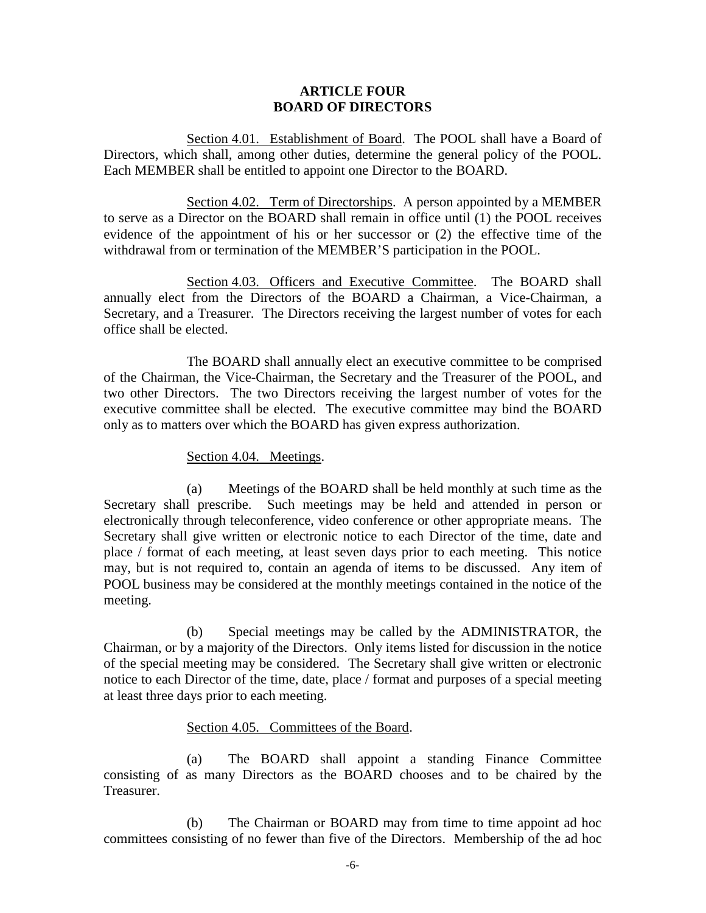## ARTICLE FOUR
## BOARD OF DIRECTORS

Section 4.01. Establishment of Board. The POOL shall have a Board of Directors, which shall, among other duties, determine the general policy of the POOL. Each MEMBER shall be entitled to appoint one Director to the BOARD.

Section 4.02. Term of Directorships. A person appointed by a MEMBER to serve as a Director on the BOARD shall remain in office until (1) the POOL receives evidence of the appointment of his or her successor or (2) the effective time of the withdrawal from or termination of the MEMBER'S participation in the POOL.

Section 4.03. Officers and Executive Committee. The BOARD shall annually elect from the Directors of the BOARD a Chairman, a Vice-Chairman, a Secretary, and a Treasurer. The Directors receiving the largest number of votes for each office shall be elected.

The BOARD shall annually elect an executive committee to be comprised of the Chairman, the Vice-Chairman, the Secretary and the Treasurer of the POOL, and two other Directors. The two Directors receiving the largest number of votes for the executive committee shall be elected. The executive committee may bind the BOARD only as to matters over which the BOARD has given express authorization.

Section 4.04. Meetings.

(a) Meetings of the BOARD shall be held monthly at such time as the Secretary shall prescribe. Such meetings may be held and attended in person or electronically through teleconference, video conference or other appropriate means. The Secretary shall give written or electronic notice to each Director of the time, date and place / format of each meeting, at least seven days prior to each meeting. This notice may, but is not required to, contain an agenda of items to be discussed. Any item of POOL business may be considered at the monthly meetings contained in the notice of the meeting.

(b) Special meetings may be called by the ADMINISTRATOR, the Chairman, or by a majority of the Directors. Only items listed for discussion in the notice of the special meeting may be considered. The Secretary shall give written or electronic notice to each Director of the time, date, place / format and purposes of a special meeting at least three days prior to each meeting.

Section 4.05. Committees of the Board.

(a) The BOARD shall appoint a standing Finance Committee consisting of as many Directors as the BOARD chooses and to be chaired by the Treasurer.

(b) The Chairman or BOARD may from time to time appoint ad hoc committees consisting of no fewer than five of the Directors. Membership of the ad hoc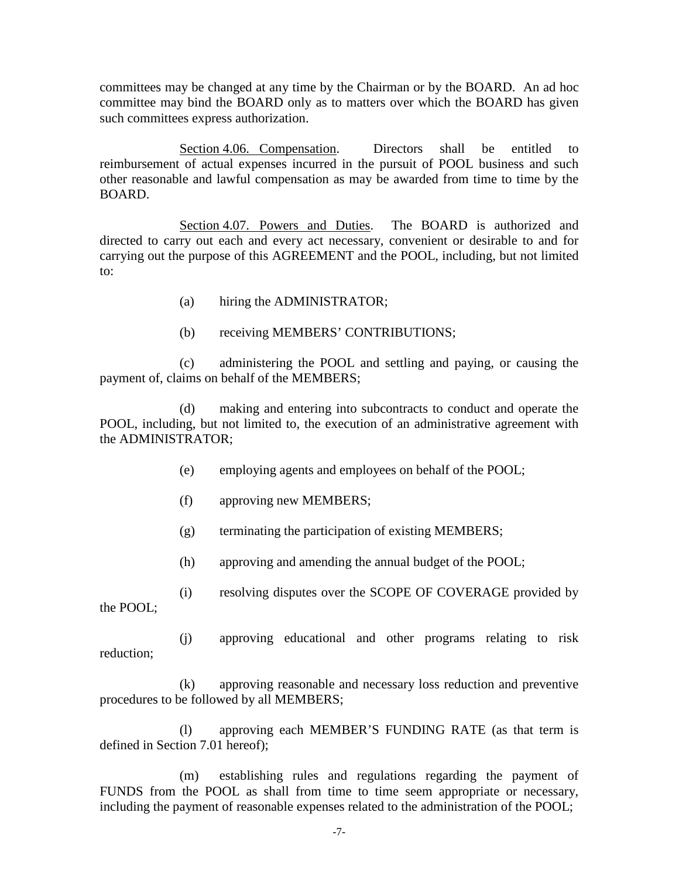committees may be changed at any time by the Chairman or by the BOARD. An ad hoc committee may bind the BOARD only as to matters over which the BOARD has given such committees express authorization.

Section 4.06. Compensation. Directors shall be entitled to reimbursement of actual expenses incurred in the pursuit of POOL business and such other reasonable and lawful compensation as may be awarded from time to time by the BOARD.

Section 4.07. Powers and Duties. The BOARD is authorized and directed to carry out each and every act necessary, convenient or desirable to and for carrying out the purpose of this AGREEMENT and the POOL, including, but not limited to:

(a) hiring the ADMINISTRATOR;

(b) receiving MEMBERS' CONTRIBUTIONS;

(c) administering the POOL and settling and paying, or causing the payment of, claims on behalf of the MEMBERS;

(d) making and entering into subcontracts to conduct and operate the POOL, including, but not limited to, the execution of an administrative agreement with the ADMINISTRATOR;

(e) employing agents and employees on behalf of the POOL;

(f) approving new MEMBERS;

(g) terminating the participation of existing MEMBERS;

(h) approving and amending the annual budget of the POOL;

(i) resolving disputes over the SCOPE OF COVERAGE provided by the POOL;

(j) approving educational and other programs relating to risk reduction;

(k) approving reasonable and necessary loss reduction and preventive procedures to be followed by all MEMBERS;

(l) approving each MEMBER'S FUNDING RATE (as that term is defined in Section 7.01 hereof);

(m) establishing rules and regulations regarding the payment of FUNDS from the POOL as shall from time to time seem appropriate or necessary, including the payment of reasonable expenses related to the administration of the POOL;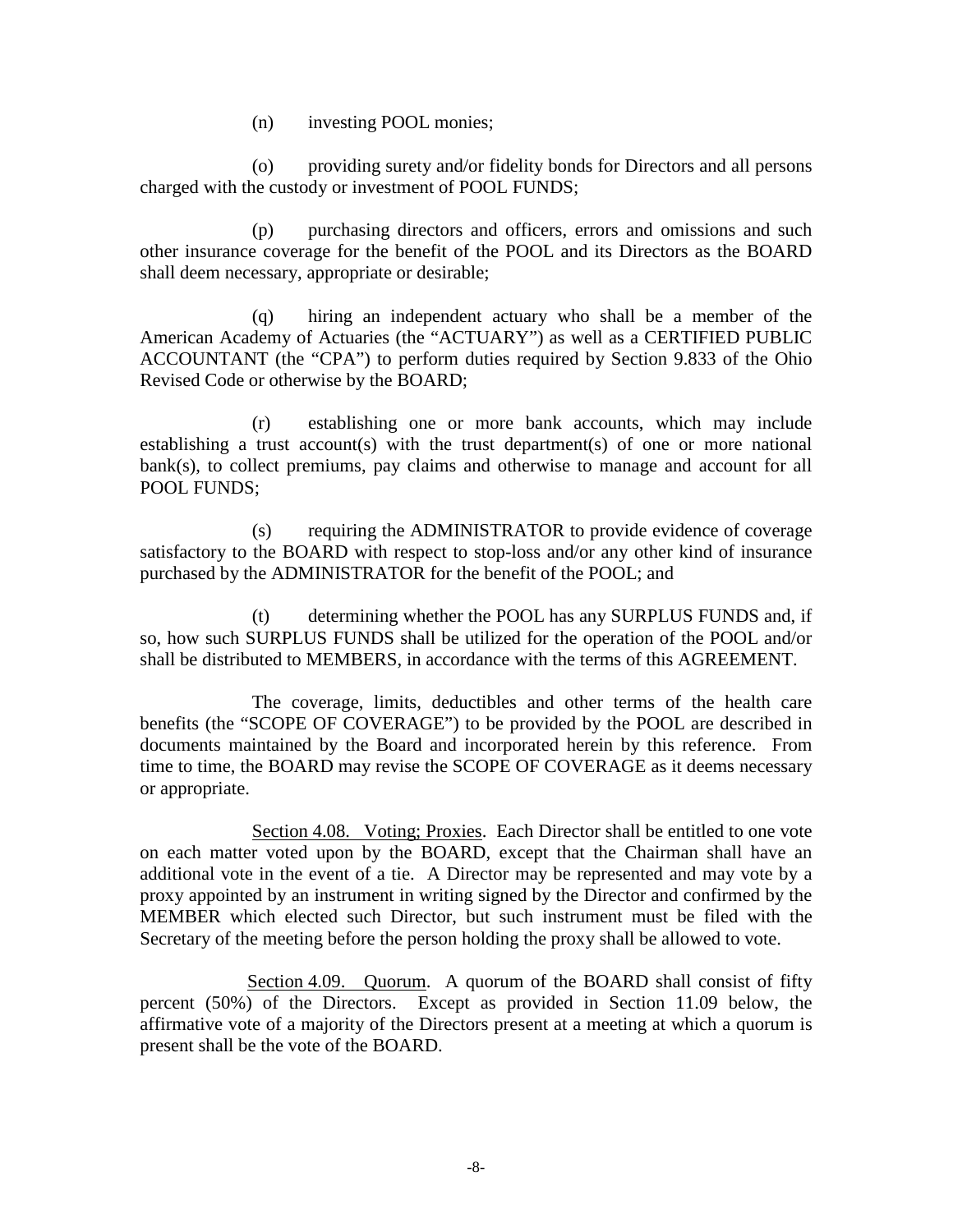(n) investing POOL monies;

(o) providing surety and/or fidelity bonds for Directors and all persons charged with the custody or investment of POOL FUNDS;

(p) purchasing directors and officers, errors and omissions and such other insurance coverage for the benefit of the POOL and its Directors as the BOARD shall deem necessary, appropriate or desirable;

(q) hiring an independent actuary who shall be a member of the American Academy of Actuaries (the "ACTUARY") as well as a CERTIFIED PUBLIC ACCOUNTANT (the "CPA") to perform duties required by Section 9.833 of the Ohio Revised Code or otherwise by the BOARD;

(r) establishing one or more bank accounts, which may include establishing a trust account(s) with the trust department(s) of one or more national bank(s), to collect premiums, pay claims and otherwise to manage and account for all POOL FUNDS;

(s) requiring the ADMINISTRATOR to provide evidence of coverage satisfactory to the BOARD with respect to stop-loss and/or any other kind of insurance purchased by the ADMINISTRATOR for the benefit of the POOL; and

(t) determining whether the POOL has any SURPLUS FUNDS and, if so, how such SURPLUS FUNDS shall be utilized for the operation of the POOL and/or shall be distributed to MEMBERS, in accordance with the terms of this AGREEMENT.

The coverage, limits, deductibles and other terms of the health care benefits (the "SCOPE OF COVERAGE") to be provided by the POOL are described in documents maintained by the Board and incorporated herein by this reference. From time to time, the BOARD may revise the SCOPE OF COVERAGE as it deems necessary or appropriate.

Section 4.08. Voting; Proxies. Each Director shall be entitled to one vote on each matter voted upon by the BOARD, except that the Chairman shall have an additional vote in the event of a tie. A Director may be represented and may vote by a proxy appointed by an instrument in writing signed by the Director and confirmed by the MEMBER which elected such Director, but such instrument must be filed with the Secretary of the meeting before the person holding the proxy shall be allowed to vote.

Section 4.09. Quorum. A quorum of the BOARD shall consist of fifty percent (50%) of the Directors. Except as provided in Section 11.09 below, the affirmative vote of a majority of the Directors present at a meeting at which a quorum is present shall be the vote of the BOARD.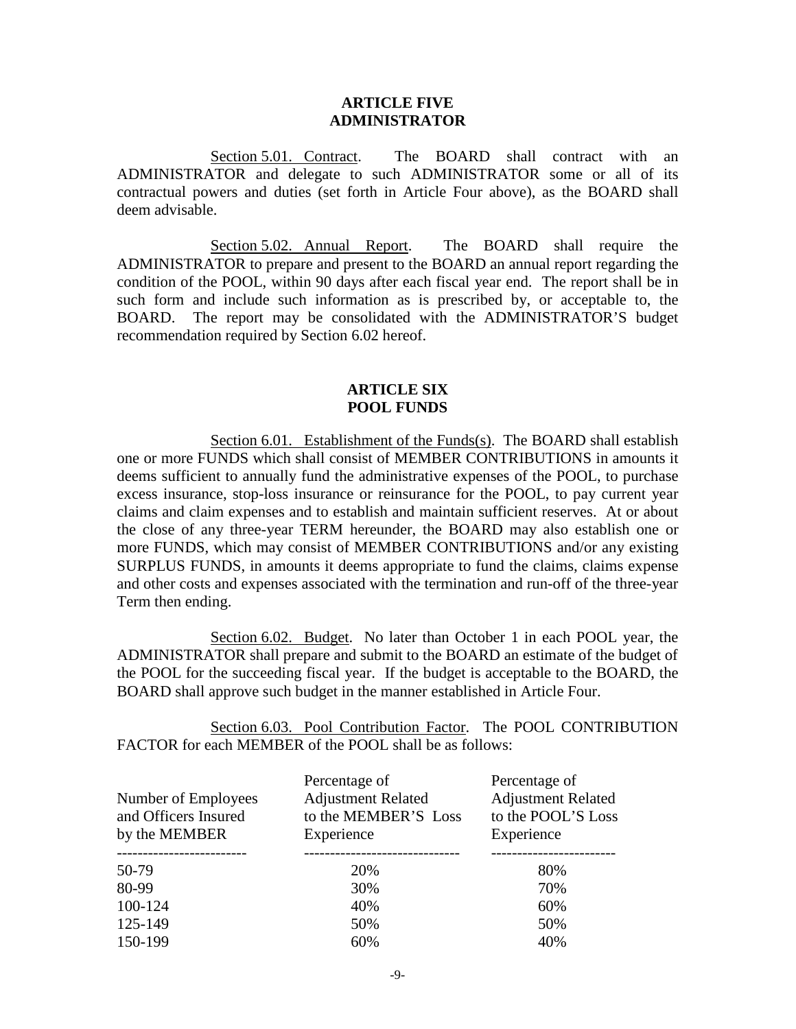## ARTICLE FIVE
## ADMINISTRATOR

Section 5.01. Contract. The BOARD shall contract with an ADMINISTRATOR and delegate to such ADMINISTRATOR some or all of its contractual powers and duties (set forth in Article Four above), as the BOARD shall deem advisable.

Section 5.02. Annual Report. The BOARD shall require the ADMINISTRATOR to prepare and present to the BOARD an annual report regarding the condition of the POOL, within 90 days after each fiscal year end. The report shall be in such form and include such information as is prescribed by, or acceptable to, the BOARD. The report may be consolidated with the ADMINISTRATOR'S budget recommendation required by Section 6.02 hereof.

## ARTICLE SIX
## POOL FUNDS

Section 6.01. Establishment of the Funds(s). The BOARD shall establish one or more FUNDS which shall consist of MEMBER CONTRIBUTIONS in amounts it deems sufficient to annually fund the administrative expenses of the POOL, to purchase excess insurance, stop-loss insurance or reinsurance for the POOL, to pay current year claims and claim expenses and to establish and maintain sufficient reserves. At or about the close of any three-year TERM hereunder, the BOARD may also establish one or more FUNDS, which may consist of MEMBER CONTRIBUTIONS and/or any existing SURPLUS FUNDS, in amounts it deems appropriate to fund the claims, claims expense and other costs and expenses associated with the termination and run-off of the three-year Term then ending.

Section 6.02. Budget. No later than October 1 in each POOL year, the ADMINISTRATOR shall prepare and submit to the BOARD an estimate of the budget of the POOL for the succeeding fiscal year. If the budget is acceptable to the BOARD, the BOARD shall approve such budget in the manner established in Article Four.

Section 6.03. Pool Contribution Factor. The POOL CONTRIBUTION FACTOR for each MEMBER of the POOL shall be as follows:

| Number of Employees and Officers Insured by the MEMBER | Percentage of Adjustment Related to the MEMBER'S Loss Experience | Percentage of Adjustment Related to the POOL'S Loss Experience |
|---|---|---|
| 50-79 | 20% | 80% |
| 80-99 | 30% | 70% |
| 100-124 | 40% | 60% |
| 125-149 | 50% | 50% |
| 150-199 | 60% | 40% |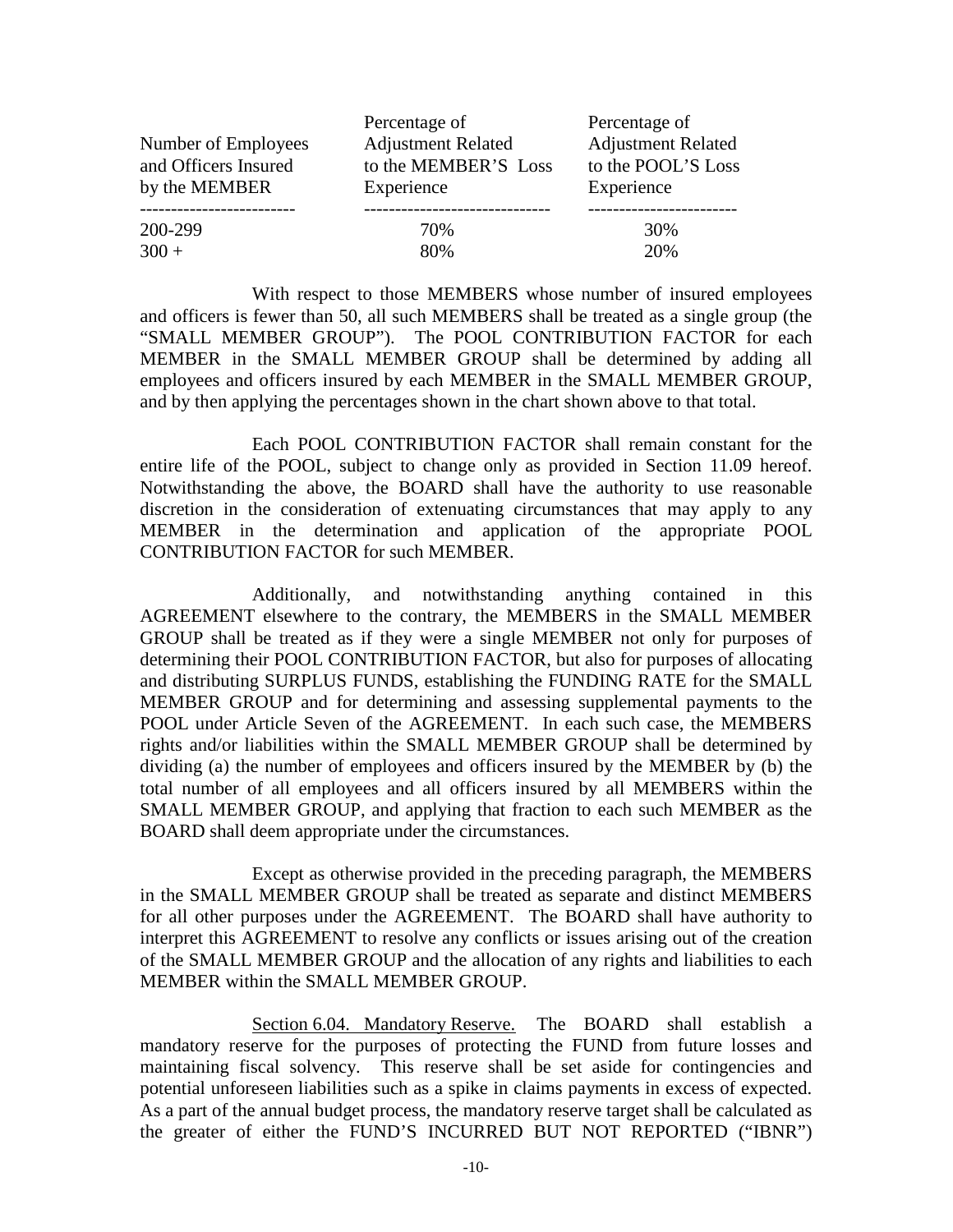| Number of Employees and Officers Insured by the MEMBER | Percentage of Adjustment Related to the MEMBER'S Loss Experience | Percentage of Adjustment Related to the POOL'S Loss Experience |
|---|---|---|
| 200-299 | 70% | 30% |
| 300 + | 80% | 20% |

With respect to those MEMBERS whose number of insured employees and officers is fewer than 50, all such MEMBERS shall be treated as a single group (the "SMALL MEMBER GROUP"). The POOL CONTRIBUTION FACTOR for each MEMBER in the SMALL MEMBER GROUP shall be determined by adding all employees and officers insured by each MEMBER in the SMALL MEMBER GROUP, and by then applying the percentages shown in the chart shown above to that total.

Each POOL CONTRIBUTION FACTOR shall remain constant for the entire life of the POOL, subject to change only as provided in Section 11.09 hereof. Notwithstanding the above, the BOARD shall have the authority to use reasonable discretion in the consideration of extenuating circumstances that may apply to any MEMBER in the determination and application of the appropriate POOL CONTRIBUTION FACTOR for such MEMBER.

Additionally, and notwithstanding anything contained in this AGREEMENT elsewhere to the contrary, the MEMBERS in the SMALL MEMBER GROUP shall be treated as if they were a single MEMBER not only for purposes of determining their POOL CONTRIBUTION FACTOR, but also for purposes of allocating and distributing SURPLUS FUNDS, establishing the FUNDING RATE for the SMALL MEMBER GROUP and for determining and assessing supplemental payments to the POOL under Article Seven of the AGREEMENT. In each such case, the MEMBERS rights and/or liabilities within the SMALL MEMBER GROUP shall be determined by dividing (a) the number of employees and officers insured by the MEMBER by (b) the total number of all employees and all officers insured by all MEMBERS within the SMALL MEMBER GROUP, and applying that fraction to each such MEMBER as the BOARD shall deem appropriate under the circumstances.

Except as otherwise provided in the preceding paragraph, the MEMBERS in the SMALL MEMBER GROUP shall be treated as separate and distinct MEMBERS for all other purposes under the AGREEMENT. The BOARD shall have authority to interpret this AGREEMENT to resolve any conflicts or issues arising out of the creation of the SMALL MEMBER GROUP and the allocation of any rights and liabilities to each MEMBER within the SMALL MEMBER GROUP.

Section 6.04. Mandatory Reserve. The BOARD shall establish a mandatory reserve for the purposes of protecting the FUND from future losses and maintaining fiscal solvency. This reserve shall be set aside for contingencies and potential unforeseen liabilities such as a spike in claims payments in excess of expected. As a part of the annual budget process, the mandatory reserve target shall be calculated as the greater of either the FUND'S INCURRED BUT NOT REPORTED ("IBNR")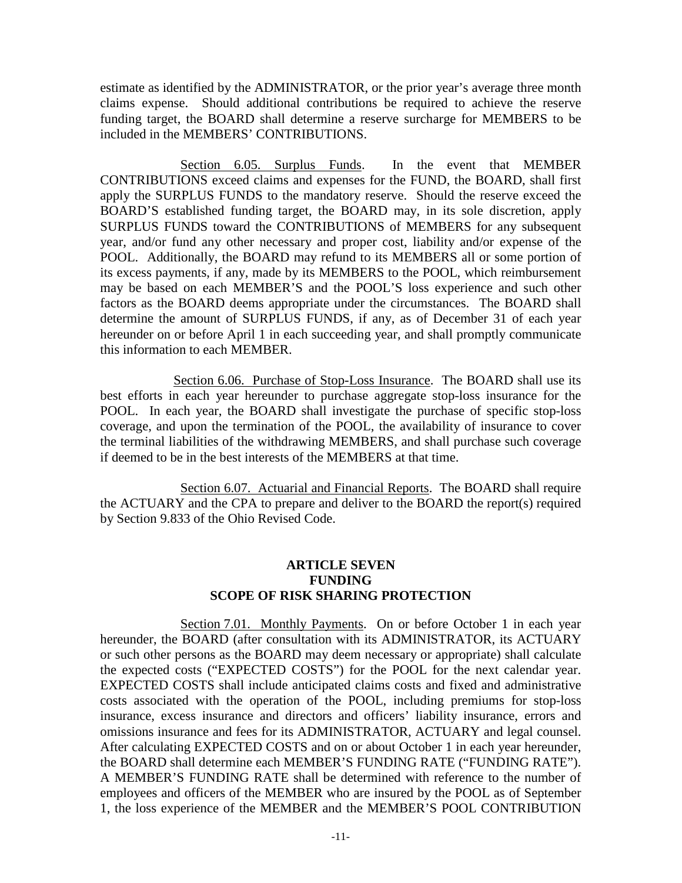estimate as identified by the ADMINISTRATOR, or the prior year's average three month claims expense. Should additional contributions be required to achieve the reserve funding target, the BOARD shall determine a reserve surcharge for MEMBERS to be included in the MEMBERS' CONTRIBUTIONS.

Section 6.05. Surplus Funds. In the event that MEMBER CONTRIBUTIONS exceed claims and expenses for the FUND, the BOARD, shall first apply the SURPLUS FUNDS to the mandatory reserve. Should the reserve exceed the BOARD'S established funding target, the BOARD may, in its sole discretion, apply SURPLUS FUNDS toward the CONTRIBUTIONS of MEMBERS for any subsequent year, and/or fund any other necessary and proper cost, liability and/or expense of the POOL. Additionally, the BOARD may refund to its MEMBERS all or some portion of its excess payments, if any, made by its MEMBERS to the POOL, which reimbursement may be based on each MEMBER'S and the POOL'S loss experience and such other factors as the BOARD deems appropriate under the circumstances. The BOARD shall determine the amount of SURPLUS FUNDS, if any, as of December 31 of each year hereunder on or before April 1 in each succeeding year, and shall promptly communicate this information to each MEMBER.

Section 6.06. Purchase of Stop-Loss Insurance. The BOARD shall use its best efforts in each year hereunder to purchase aggregate stop-loss insurance for the POOL. In each year, the BOARD shall investigate the purchase of specific stop-loss coverage, and upon the termination of the POOL, the availability of insurance to cover the terminal liabilities of the withdrawing MEMBERS, and shall purchase such coverage if deemed to be in the best interests of the MEMBERS at that time.

Section 6.07. Actuarial and Financial Reports. The BOARD shall require the ACTUARY and the CPA to prepare and deliver to the BOARD the report(s) required by Section 9.833 of the Ohio Revised Code.

## ARTICLE SEVEN
## FUNDING
## SCOPE OF RISK SHARING PROTECTION

Section 7.01. Monthly Payments. On or before October 1 in each year hereunder, the BOARD (after consultation with its ADMINISTRATOR, its ACTUARY or such other persons as the BOARD may deem necessary or appropriate) shall calculate the expected costs ("EXPECTED COSTS") for the POOL for the next calendar year. EXPECTED COSTS shall include anticipated claims costs and fixed and administrative costs associated with the operation of the POOL, including premiums for stop-loss insurance, excess insurance and directors and officers' liability insurance, errors and omissions insurance and fees for its ADMINISTRATOR, ACTUARY and legal counsel. After calculating EXPECTED COSTS and on or about October 1 in each year hereunder, the BOARD shall determine each MEMBER'S FUNDING RATE ("FUNDING RATE"). A MEMBER'S FUNDING RATE shall be determined with reference to the number of employees and officers of the MEMBER who are insured by the POOL as of September 1, the loss experience of the MEMBER and the MEMBER'S POOL CONTRIBUTION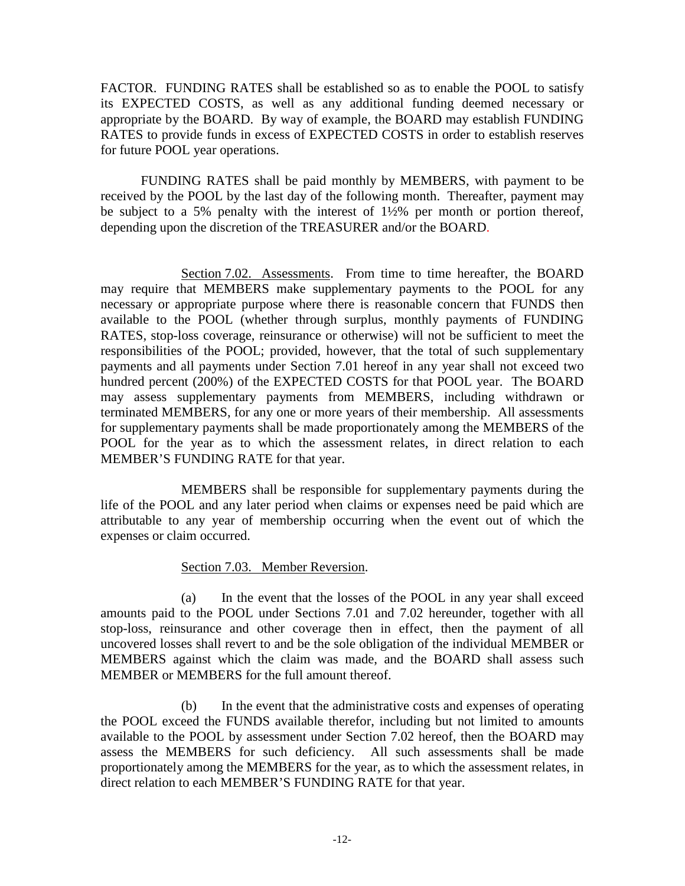FACTOR. FUNDING RATES shall be established so as to enable the POOL to satisfy its EXPECTED COSTS, as well as any additional funding deemed necessary or appropriate by the BOARD. By way of example, the BOARD may establish FUNDING RATES to provide funds in excess of EXPECTED COSTS in order to establish reserves for future POOL year operations.

FUNDING RATES shall be paid monthly by MEMBERS, with payment to be received by the POOL by the last day of the following month. Thereafter, payment may be subject to a 5% penalty with the interest of 1½% per month or portion thereof, depending upon the discretion of the TREASURER and/or the BOARD.

Section 7.02. Assessments. From time to time hereafter, the BOARD may require that MEMBERS make supplementary payments to the POOL for any necessary or appropriate purpose where there is reasonable concern that FUNDS then available to the POOL (whether through surplus, monthly payments of FUNDING RATES, stop-loss coverage, reinsurance or otherwise) will not be sufficient to meet the responsibilities of the POOL; provided, however, that the total of such supplementary payments and all payments under Section 7.01 hereof in any year shall not exceed two hundred percent (200%) of the EXPECTED COSTS for that POOL year. The BOARD may assess supplementary payments from MEMBERS, including withdrawn or terminated MEMBERS, for any one or more years of their membership. All assessments for supplementary payments shall be made proportionately among the MEMBERS of the POOL for the year as to which the assessment relates, in direct relation to each MEMBER'S FUNDING RATE for that year.

MEMBERS shall be responsible for supplementary payments during the life of the POOL and any later period when claims or expenses need be paid which are attributable to any year of membership occurring when the event out of which the expenses or claim occurred.

Section 7.03. Member Reversion.

(a) In the event that the losses of the POOL in any year shall exceed amounts paid to the POOL under Sections 7.01 and 7.02 hereunder, together with all stop-loss, reinsurance and other coverage then in effect, then the payment of all uncovered losses shall revert to and be the sole obligation of the individual MEMBER or MEMBERS against which the claim was made, and the BOARD shall assess such MEMBER or MEMBERS for the full amount thereof.

(b) In the event that the administrative costs and expenses of operating the POOL exceed the FUNDS available therefor, including but not limited to amounts available to the POOL by assessment under Section 7.02 hereof, then the BOARD may assess the MEMBERS for such deficiency. All such assessments shall be made proportionately among the MEMBERS for the year, as to which the assessment relates, in direct relation to each MEMBER'S FUNDING RATE for that year.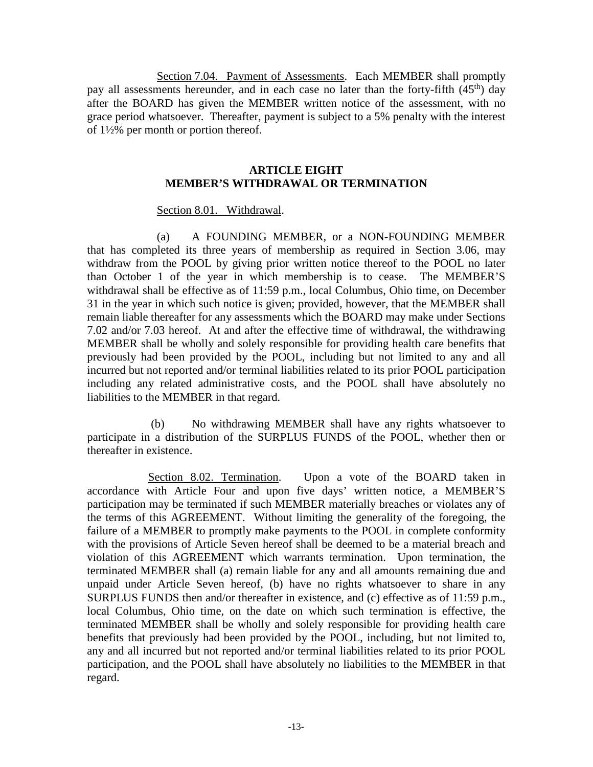Section 7.04. Payment of Assessments. Each MEMBER shall promptly pay all assessments hereunder, and in each case no later than the forty-fifth (45th) day after the BOARD has given the MEMBER written notice of the assessment, with no grace period whatsoever. Thereafter, payment is subject to a 5% penalty with the interest of 1½% per month or portion thereof.

## ARTICLE EIGHT
## MEMBER'S WITHDRAWAL OR TERMINATION

Section 8.01. Withdrawal.

(a) A FOUNDING MEMBER, or a NON-FOUNDING MEMBER that has completed its three years of membership as required in Section 3.06, may withdraw from the POOL by giving prior written notice thereof to the POOL no later than October 1 of the year in which membership is to cease. The MEMBER'S withdrawal shall be effective as of 11:59 p.m., local Columbus, Ohio time, on December 31 in the year in which such notice is given; provided, however, that the MEMBER shall remain liable thereafter for any assessments which the BOARD may make under Sections 7.02 and/or 7.03 hereof. At and after the effective time of withdrawal, the withdrawing MEMBER shall be wholly and solely responsible for providing health care benefits that previously had been provided by the POOL, including but not limited to any and all incurred but not reported and/or terminal liabilities related to its prior POOL participation including any related administrative costs, and the POOL shall have absolutely no liabilities to the MEMBER in that regard.

(b) No withdrawing MEMBER shall have any rights whatsoever to participate in a distribution of the SURPLUS FUNDS of the POOL, whether then or thereafter in existence.

Section 8.02. Termination. Upon a vote of the BOARD taken in accordance with Article Four and upon five days' written notice, a MEMBER'S participation may be terminated if such MEMBER materially breaches or violates any of the terms of this AGREEMENT. Without limiting the generality of the foregoing, the failure of a MEMBER to promptly make payments to the POOL in complete conformity with the provisions of Article Seven hereof shall be deemed to be a material breach and violation of this AGREEMENT which warrants termination. Upon termination, the terminated MEMBER shall (a) remain liable for any and all amounts remaining due and unpaid under Article Seven hereof, (b) have no rights whatsoever to share in any SURPLUS FUNDS then and/or thereafter in existence, and (c) effective as of 11:59 p.m., local Columbus, Ohio time, on the date on which such termination is effective, the terminated MEMBER shall be wholly and solely responsible for providing health care benefits that previously had been provided by the POOL, including, but not limited to, any and all incurred but not reported and/or terminal liabilities related to its prior POOL participation, and the POOL shall have absolutely no liabilities to the MEMBER in that regard.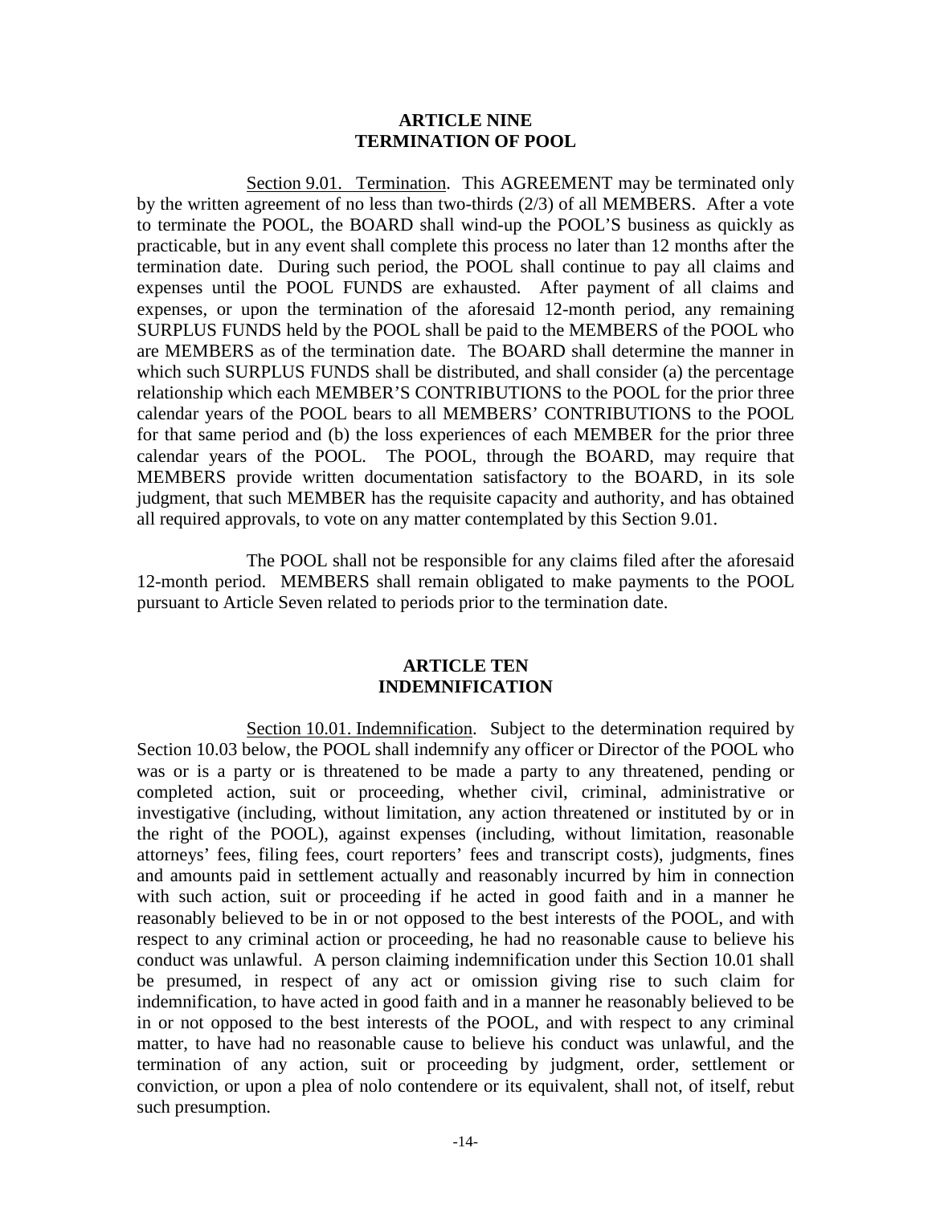## ARTICLE NINE
## TERMINATION OF POOL

Section 9.01. Termination. This AGREEMENT may be terminated only by the written agreement of no less than two-thirds (2/3) of all MEMBERS. After a vote to terminate the POOL, the BOARD shall wind-up the POOL'S business as quickly as practicable, but in any event shall complete this process no later than 12 months after the termination date. During such period, the POOL shall continue to pay all claims and expenses until the POOL FUNDS are exhausted. After payment of all claims and expenses, or upon the termination of the aforesaid 12-month period, any remaining SURPLUS FUNDS held by the POOL shall be paid to the MEMBERS of the POOL who are MEMBERS as of the termination date. The BOARD shall determine the manner in which such SURPLUS FUNDS shall be distributed, and shall consider (a) the percentage relationship which each MEMBER'S CONTRIBUTIONS to the POOL for the prior three calendar years of the POOL bears to all MEMBERS' CONTRIBUTIONS to the POOL for that same period and (b) the loss experiences of each MEMBER for the prior three calendar years of the POOL. The POOL, through the BOARD, may require that MEMBERS provide written documentation satisfactory to the BOARD, in its sole judgment, that such MEMBER has the requisite capacity and authority, and has obtained all required approvals, to vote on any matter contemplated by this Section 9.01.

The POOL shall not be responsible for any claims filed after the aforesaid 12-month period. MEMBERS shall remain obligated to make payments to the POOL pursuant to Article Seven related to periods prior to the termination date.

## ARTICLE TEN
## INDEMNIFICATION

Section 10.01. Indemnification. Subject to the determination required by Section 10.03 below, the POOL shall indemnify any officer or Director of the POOL who was or is a party or is threatened to be made a party to any threatened, pending or completed action, suit or proceeding, whether civil, criminal, administrative or investigative (including, without limitation, any action threatened or instituted by or in the right of the POOL), against expenses (including, without limitation, reasonable attorneys' fees, filing fees, court reporters' fees and transcript costs), judgments, fines and amounts paid in settlement actually and reasonably incurred by him in connection with such action, suit or proceeding if he acted in good faith and in a manner he reasonably believed to be in or not opposed to the best interests of the POOL, and with respect to any criminal action or proceeding, he had no reasonable cause to believe his conduct was unlawful. A person claiming indemnification under this Section 10.01 shall be presumed, in respect of any act or omission giving rise to such claim for indemnification, to have acted in good faith and in a manner he reasonably believed to be in or not opposed to the best interests of the POOL, and with respect to any criminal matter, to have had no reasonable cause to believe his conduct was unlawful, and the termination of any action, suit or proceeding by judgment, order, settlement or conviction, or upon a plea of nolo contendere or its equivalent, shall not, of itself, rebut such presumption.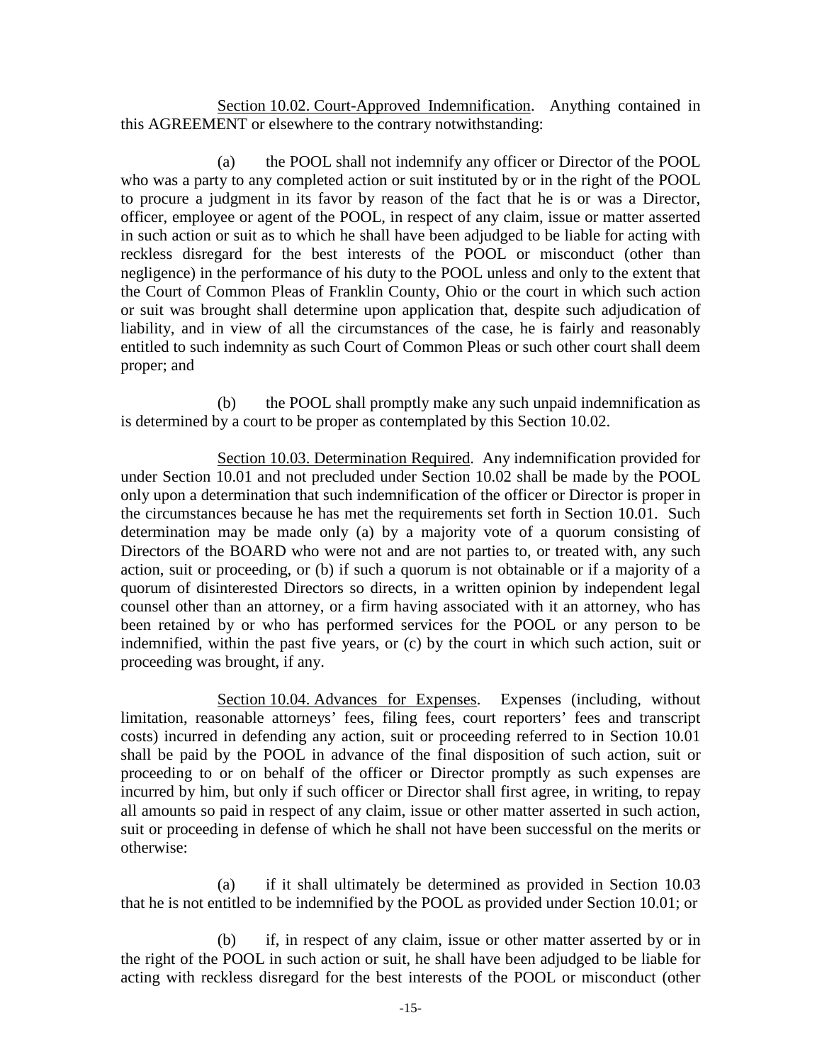Section 10.02. Court-Approved Indemnification. Anything contained in this AGREEMENT or elsewhere to the contrary notwithstanding:

(a) the POOL shall not indemnify any officer or Director of the POOL who was a party to any completed action or suit instituted by or in the right of the POOL to procure a judgment in its favor by reason of the fact that he is or was a Director, officer, employee or agent of the POOL, in respect of any claim, issue or matter asserted in such action or suit as to which he shall have been adjudged to be liable for acting with reckless disregard for the best interests of the POOL or misconduct (other than negligence) in the performance of his duty to the POOL unless and only to the extent that the Court of Common Pleas of Franklin County, Ohio or the court in which such action or suit was brought shall determine upon application that, despite such adjudication of liability, and in view of all the circumstances of the case, he is fairly and reasonably entitled to such indemnity as such Court of Common Pleas or such other court shall deem proper; and

(b) the POOL shall promptly make any such unpaid indemnification as is determined by a court to be proper as contemplated by this Section 10.02.

Section 10.03. Determination Required. Any indemnification provided for under Section 10.01 and not precluded under Section 10.02 shall be made by the POOL only upon a determination that such indemnification of the officer or Director is proper in the circumstances because he has met the requirements set forth in Section 10.01. Such determination may be made only (a) by a majority vote of a quorum consisting of Directors of the BOARD who were not and are not parties to, or treated with, any such action, suit or proceeding, or (b) if such a quorum is not obtainable or if a majority of a quorum of disinterested Directors so directs, in a written opinion by independent legal counsel other than an attorney, or a firm having associated with it an attorney, who has been retained by or who has performed services for the POOL or any person to be indemnified, within the past five years, or (c) by the court in which such action, suit or proceeding was brought, if any.

Section 10.04. Advances for Expenses. Expenses (including, without limitation, reasonable attorneys' fees, filing fees, court reporters' fees and transcript costs) incurred in defending any action, suit or proceeding referred to in Section 10.01 shall be paid by the POOL in advance of the final disposition of such action, suit or proceeding to or on behalf of the officer or Director promptly as such expenses are incurred by him, but only if such officer or Director shall first agree, in writing, to repay all amounts so paid in respect of any claim, issue or other matter asserted in such action, suit or proceeding in defense of which he shall not have been successful on the merits or otherwise:

(a) if it shall ultimately be determined as provided in Section 10.03 that he is not entitled to be indemnified by the POOL as provided under Section 10.01; or

(b) if, in respect of any claim, issue or other matter asserted by or in the right of the POOL in such action or suit, he shall have been adjudged to be liable for acting with reckless disregard for the best interests of the POOL or misconduct (other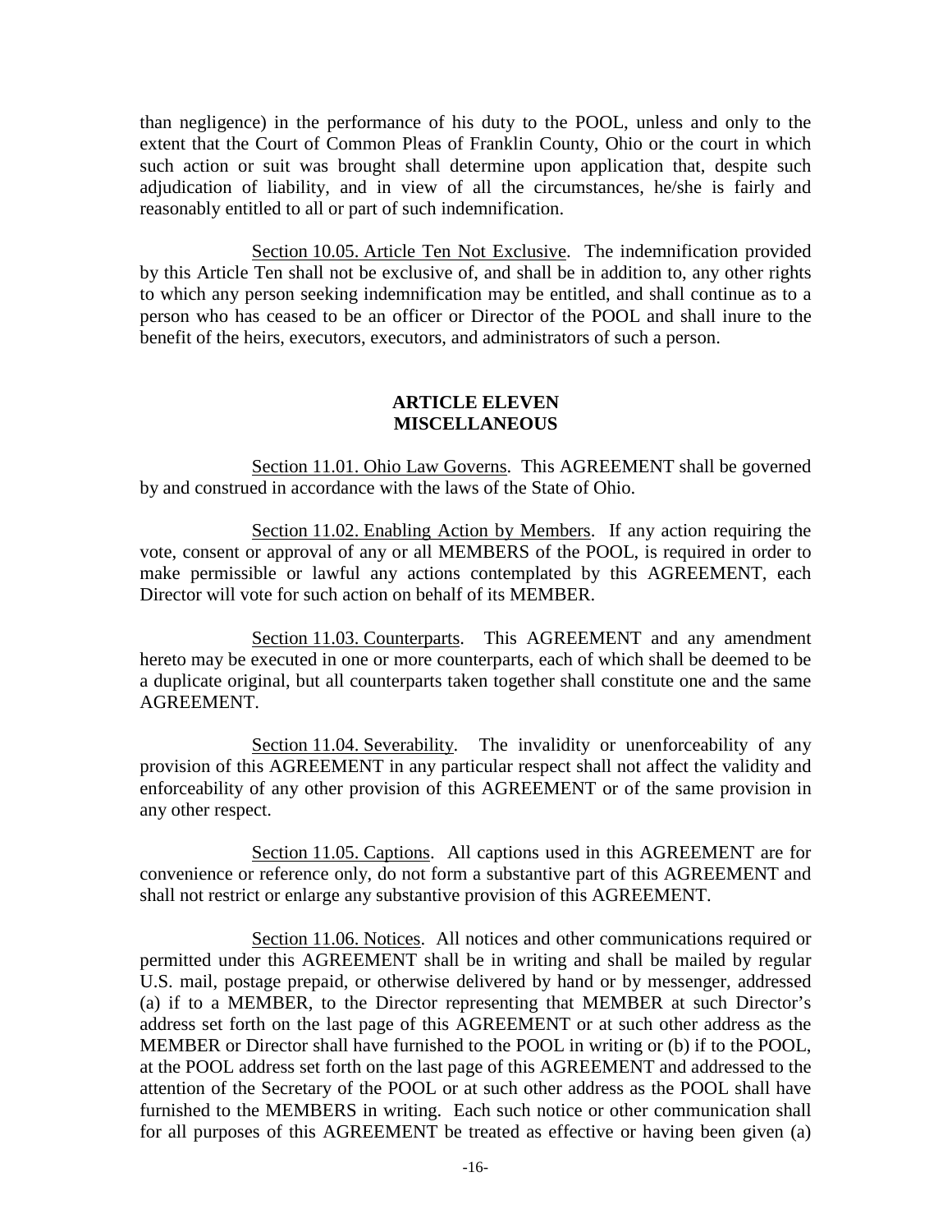than negligence) in the performance of his duty to the POOL, unless and only to the extent that the Court of Common Pleas of Franklin County, Ohio or the court in which such action or suit was brought shall determine upon application that, despite such adjudication of liability, and in view of all the circumstances, he/she is fairly and reasonably entitled to all or part of such indemnification.

Section 10.05. Article Ten Not Exclusive. The indemnification provided by this Article Ten shall not be exclusive of, and shall be in addition to, any other rights to which any person seeking indemnification may be entitled, and shall continue as to a person who has ceased to be an officer or Director of the POOL and shall inure to the benefit of the heirs, executors, executors, and administrators of such a person.

## ARTICLE ELEVEN
## MISCELLANEOUS

Section 11.01. Ohio Law Governs. This AGREEMENT shall be governed by and construed in accordance with the laws of the State of Ohio.

Section 11.02. Enabling Action by Members. If any action requiring the vote, consent or approval of any or all MEMBERS of the POOL, is required in order to make permissible or lawful any actions contemplated by this AGREEMENT, each Director will vote for such action on behalf of its MEMBER.

Section 11.03. Counterparts. This AGREEMENT and any amendment hereto may be executed in one or more counterparts, each of which shall be deemed to be a duplicate original, but all counterparts taken together shall constitute one and the same AGREEMENT.

Section 11.04. Severability. The invalidity or unenforceability of any provision of this AGREEMENT in any particular respect shall not affect the validity and enforceability of any other provision of this AGREEMENT or of the same provision in any other respect.

Section 11.05. Captions. All captions used in this AGREEMENT are for convenience or reference only, do not form a substantive part of this AGREEMENT and shall not restrict or enlarge any substantive provision of this AGREEMENT.

Section 11.06. Notices. All notices and other communications required or permitted under this AGREEMENT shall be in writing and shall be mailed by regular U.S. mail, postage prepaid, or otherwise delivered by hand or by messenger, addressed (a) if to a MEMBER, to the Director representing that MEMBER at such Director's address set forth on the last page of this AGREEMENT or at such other address as the MEMBER or Director shall have furnished to the POOL in writing or (b) if to the POOL, at the POOL address set forth on the last page of this AGREEMENT and addressed to the attention of the Secretary of the POOL or at such other address as the POOL shall have furnished to the MEMBERS in writing. Each such notice or other communication shall for all purposes of this AGREEMENT be treated as effective or having been given (a)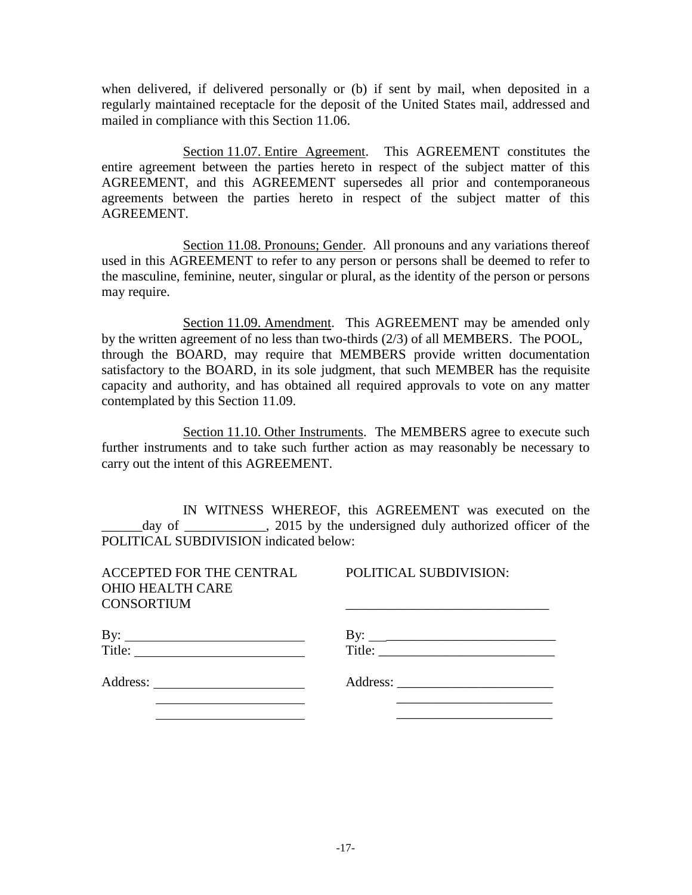when delivered, if delivered personally or (b) if sent by mail, when deposited in a regularly maintained receptacle for the deposit of the United States mail, addressed and mailed in compliance with this Section 11.06.

Section 11.07. Entire Agreement. This AGREEMENT constitutes the entire agreement between the parties hereto in respect of the subject matter of this AGREEMENT, and this AGREEMENT supersedes all prior and contemporaneous agreements between the parties hereto in respect of the subject matter of this AGREEMENT.

Section 11.08. Pronouns; Gender. All pronouns and any variations thereof used in this AGREEMENT to refer to any person or persons shall be deemed to refer to the masculine, feminine, neuter, singular or plural, as the identity of the person or persons may require.

Section 11.09. Amendment. This AGREEMENT may be amended only by the written agreement of no less than two-thirds (2/3) of all MEMBERS. The POOL, through the BOARD, may require that MEMBERS provide written documentation satisfactory to the BOARD, in its sole judgment, that such MEMBER has the requisite capacity and authority, and has obtained all required approvals to vote on any matter contemplated by this Section 11.09.

Section 11.10. Other Instruments. The MEMBERS agree to execute such further instruments and to take such further action as may reasonably be necessary to carry out the intent of this AGREEMENT.

IN WITNESS WHEREOF, this AGREEMENT was executed on the ______day of ____________, 2015 by the undersigned duly authorized officer of the POLITICAL SUBDIVISION indicated below:

ACCEPTED FOR THE CENTRAL OHIO HEALTH CARE CONSORTIUM

By: ______________________
Title: ______________________

Address: ______________________
______________________
______________________

POLITICAL SUBDIVISION:

______________________________

By: ______________________
Title: ______________________

Address: ______________________
______________________
______________________